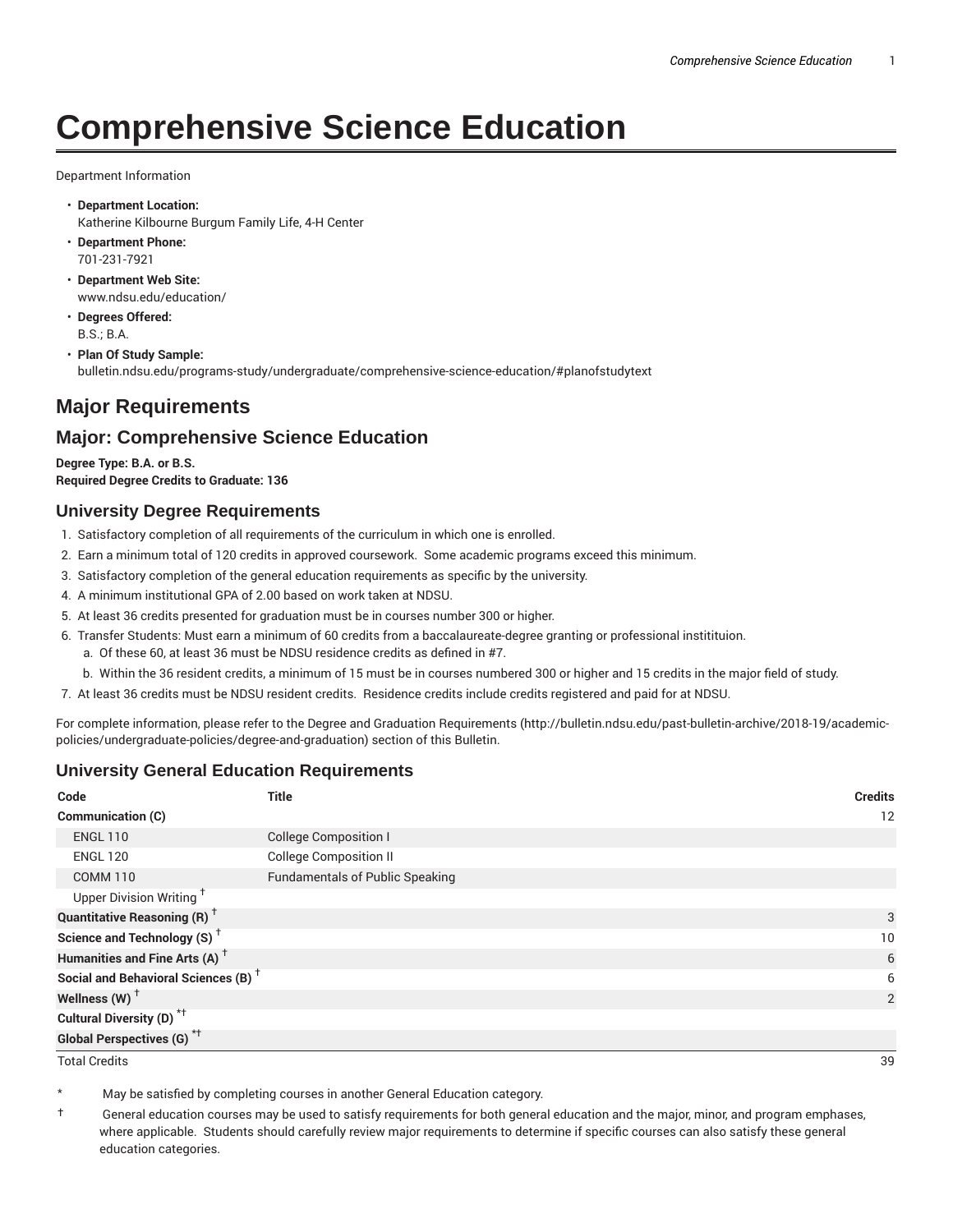# Comprehensive Science Education

Department Information

- **Department Location:**
  Katherine Kilbourne Burgum Family Life, 4-H Center
- **Department Phone:**
  701-231-7921
- **Department Web Site:**
  www.ndsu.edu/education/
- **Degrees Offered:**
  B.S.; B.A.
- **Plan Of Study Sample:**
  bulletin.ndsu.edu/programs-study/undergraduate/comprehensive-science-education/#planofstudytext

## Major Requirements

## Major: Comprehensive Science Education

**Degree Type: B.A. or B.S.**
**Required Degree Credits to Graduate: 136**

### University Degree Requirements

1. Satisfactory completion of all requirements of the curriculum in which one is enrolled.
2. Earn a minimum total of 120 credits in approved coursework. Some academic programs exceed this minimum.
3. Satisfactory completion of the general education requirements as specific by the university.
4. A minimum institutional GPA of 2.00 based on work taken at NDSU.
5. At least 36 credits presented for graduation must be in courses number 300 or higher.
6. Transfer Students: Must earn a minimum of 60 credits from a baccalaureate-degree granting or professional institituion.
   a. Of these 60, at least 36 must be NDSU residence credits as defined in #7.
   b. Within the 36 resident credits, a minimum of 15 must be in courses numbered 300 or higher and 15 credits in the major field of study.
7. At least 36 credits must be NDSU resident credits. Residence credits include credits registered and paid for at NDSU.

For complete information, please refer to the Degree and Graduation Requirements (http://bulletin.ndsu.edu/past-bulletin-archive/2018-19/academic-policies/undergraduate-policies/degree-and-graduation) section of this Bulletin.

### University General Education Requirements

| Code | Title | Credits |
|---|---|---|
| **Communication (C)** | | 12 |
| ENGL 110 | College Composition I | |
| ENGL 120 | College Composition II | |
| COMM 110 | Fundamentals of Public Speaking | |
| Upper Division Writing † | | |
| **Quantitative Reasoning (R)** † | | 3 |
| **Science and Technology (S)** † | | 10 |
| **Humanities and Fine Arts (A)** † | | 6 |
| **Social and Behavioral Sciences (B)** † | | 6 |
| **Wellness (W)** † | | 2 |
| **Cultural Diversity (D)** *† | | |
| **Global Perspectives (G)** *† | | |
| Total Credits | | 39 |

\* May be satisfied by completing courses in another General Education category.

† General education courses may be used to satisfy requirements for both general education and the major, minor, and program emphases, where applicable. Students should carefully review major requirements to determine if specific courses can also satisfy these general education categories.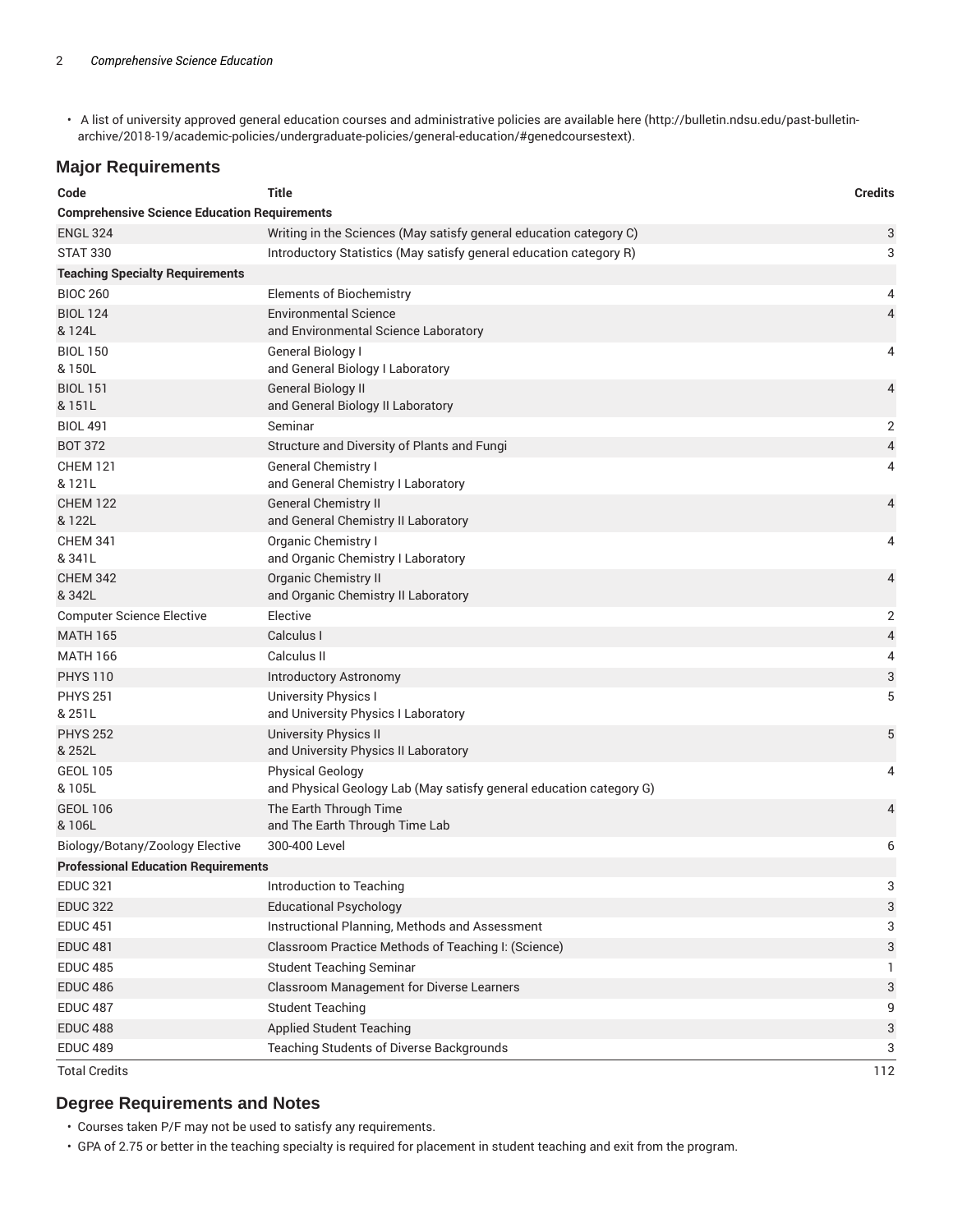- A list of university approved general education courses and administrative policies are available here (http://bulletin.ndsu.edu/past-bulletin-archive/2018-19/academic-policies/undergraduate-policies/general-education/#genedcoursestext).

## Major Requirements

| Code | Title | Credits |
|---|---|---|
| **Comprehensive Science Education Requirements** | | |
| ENGL 324 | Writing in the Sciences (May satisfy general education category C) | 3 |
| STAT 330 | Introductory Statistics (May satisfy general education category R) | 3 |
| **Teaching Specialty Requirements** | | |
| BIOC 260 | Elements of Biochemistry | 4 |
| BIOL 124 & 124L | Environmental Science and Environmental Science Laboratory | 4 |
| BIOL 150 & 150L | General Biology I and General Biology I Laboratory | 4 |
| BIOL 151 & 151L | General Biology II and General Biology II Laboratory | 4 |
| BIOL 491 | Seminar | 2 |
| BOT 372 | Structure and Diversity of Plants and Fungi | 4 |
| CHEM 121 & 121L | General Chemistry I and General Chemistry I Laboratory | 4 |
| CHEM 122 & 122L | General Chemistry II and General Chemistry II Laboratory | 4 |
| CHEM 341 & 341L | Organic Chemistry I and Organic Chemistry I Laboratory | 4 |
| CHEM 342 & 342L | Organic Chemistry II and Organic Chemistry II Laboratory | 4 |
| Computer Science Elective | Elective | 2 |
| MATH 165 | Calculus I | 4 |
| MATH 166 | Calculus II | 4 |
| PHYS 110 | Introductory Astronomy | 3 |
| PHYS 251 & 251L | University Physics I and University Physics I Laboratory | 5 |
| PHYS 252 & 252L | University Physics II and University Physics II Laboratory | 5 |
| GEOL 105 & 105L | Physical Geology and Physical Geology Lab (May satisfy general education category G) | 4 |
| GEOL 106 & 106L | The Earth Through Time and The Earth Through Time Lab | 4 |
| Biology/Botany/Zoology Elective | 300-400 Level | 6 |
| **Professional Education Requirements** | | |
| EDUC 321 | Introduction to Teaching | 3 |
| EDUC 322 | Educational Psychology | 3 |
| EDUC 451 | Instructional Planning, Methods and Assessment | 3 |
| EDUC 481 | Classroom Practice Methods of Teaching I: (Science) | 3 |
| EDUC 485 | Student Teaching Seminar | 1 |
| EDUC 486 | Classroom Management for Diverse Learners | 3 |
| EDUC 487 | Student Teaching | 9 |
| EDUC 488 | Applied Student Teaching | 3 |
| EDUC 489 | Teaching Students of Diverse Backgrounds | 3 |
| Total Credits | | 112 |

## Degree Requirements and Notes

- Courses taken P/F may not be used to satisfy any requirements.
- GPA of 2.75 or better in the teaching specialty is required for placement in student teaching and exit from the program.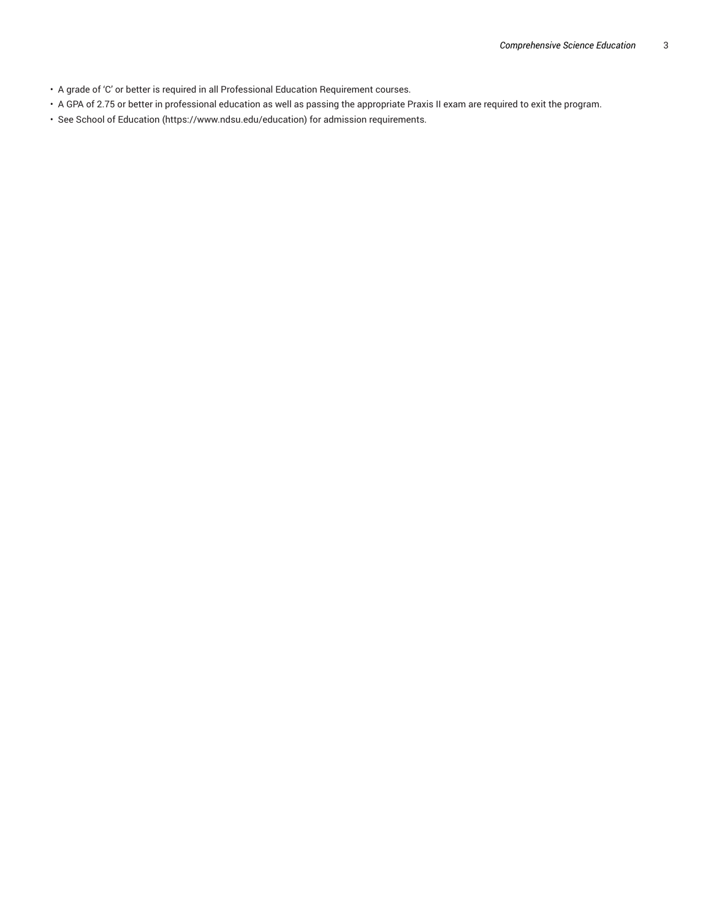- A grade of 'C' or better is required in all Professional Education Requirement courses.
- A GPA of 2.75 or better in professional education as well as passing the appropriate Praxis II exam are required to exit the program.
- See School of Education (https://www.ndsu.edu/education) for admission requirements.